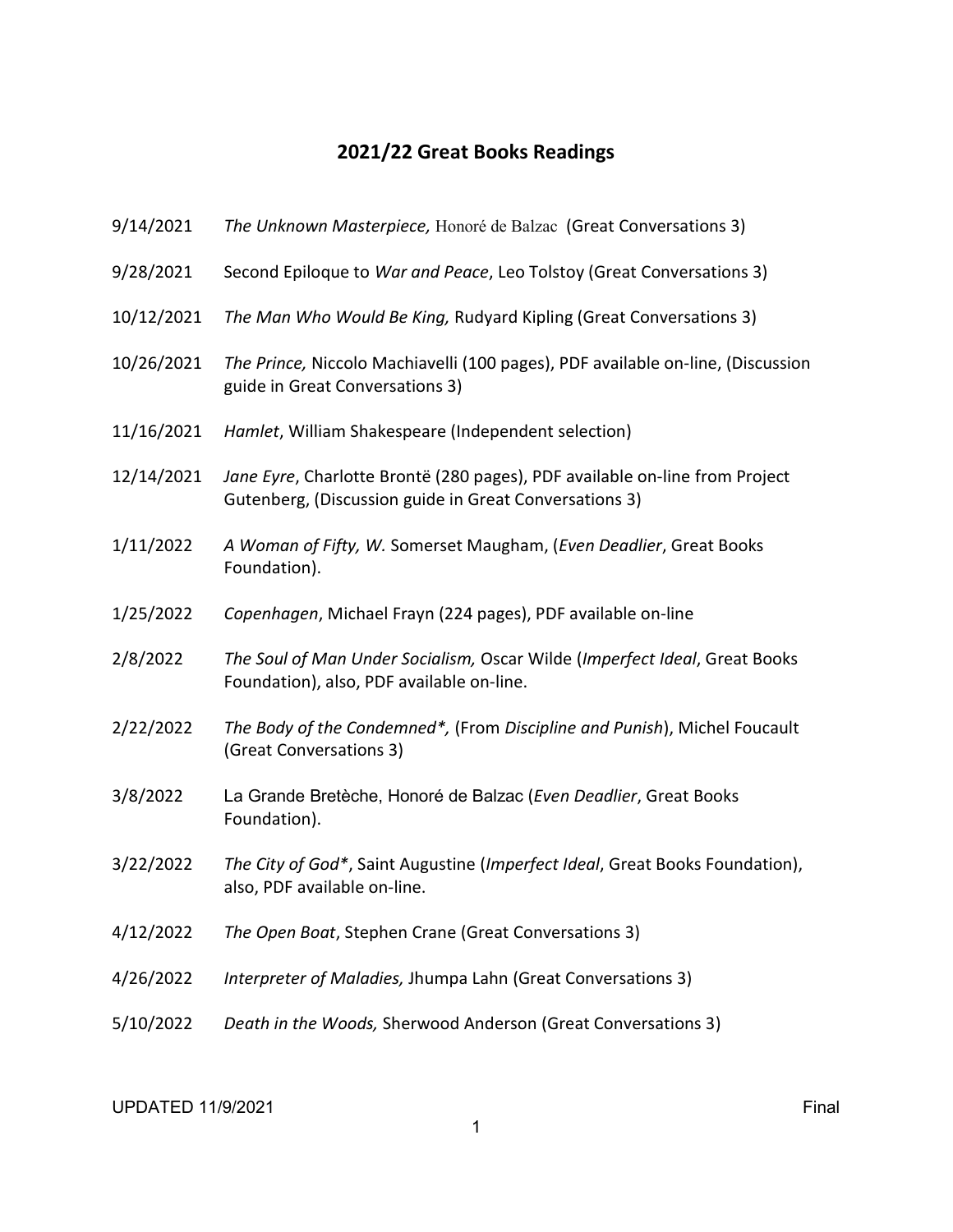# 2021/22 Great Books Readings

| | |
|---|---|
| 9/14/2021 | *The Unknown Masterpiece,* Honoré de Balzac (Great Conversations 3) |
| 9/28/2021 | Second Epiloque to *War and Peace*, Leo Tolstoy (Great Conversations 3) |
| 10/12/2021 | *The Man Who Would Be King,* Rudyard Kipling (Great Conversations 3) |
| 10/26/2021 | *The Prince,* Niccolo Machiavelli (100 pages), PDF available on-line, (Discussion guide in Great Conversations 3) |
| 11/16/2021 | *Hamlet*, William Shakespeare (Independent selection) |
| 12/14/2021 | *Jane Eyre*, Charlotte Brontë (280 pages), PDF available on-line from Project Gutenberg, (Discussion guide in Great Conversations 3) |
| 1/11/2022 | *A Woman of Fifty, W.* Somerset Maugham, (*Even Deadlier*, Great Books Foundation). |
| 1/25/2022 | *Copenhagen*, Michael Frayn (224 pages), PDF available on-line |
| 2/8/2022 | *The Soul of Man Under Socialism,* Oscar Wilde (*Imperfect Ideal*, Great Books Foundation), also, PDF available on-line. |
| 2/22/2022 | *The Body of the Condemned*,* (From *Discipline and Punish*), Michel Foucault (Great Conversations 3) |
| 3/8/2022 | La Grande Bretèche, Honoré de Balzac (*Even Deadlier*, Great Books Foundation). |
| 3/22/2022 | *The City of God**, Saint Augustine (*Imperfect Ideal*, Great Books Foundation), also, PDF available on-line. |
| 4/12/2022 | *The Open Boat*, Stephen Crane (Great Conversations 3) |
| 4/26/2022 | *Interpreter of Maladies,* Jhumpa Lahn (Great Conversations 3) |
| 5/10/2022 | *Death in the Woods,* Sherwood Anderson (Great Conversations 3) |

UPDATED 11/9/2021 Final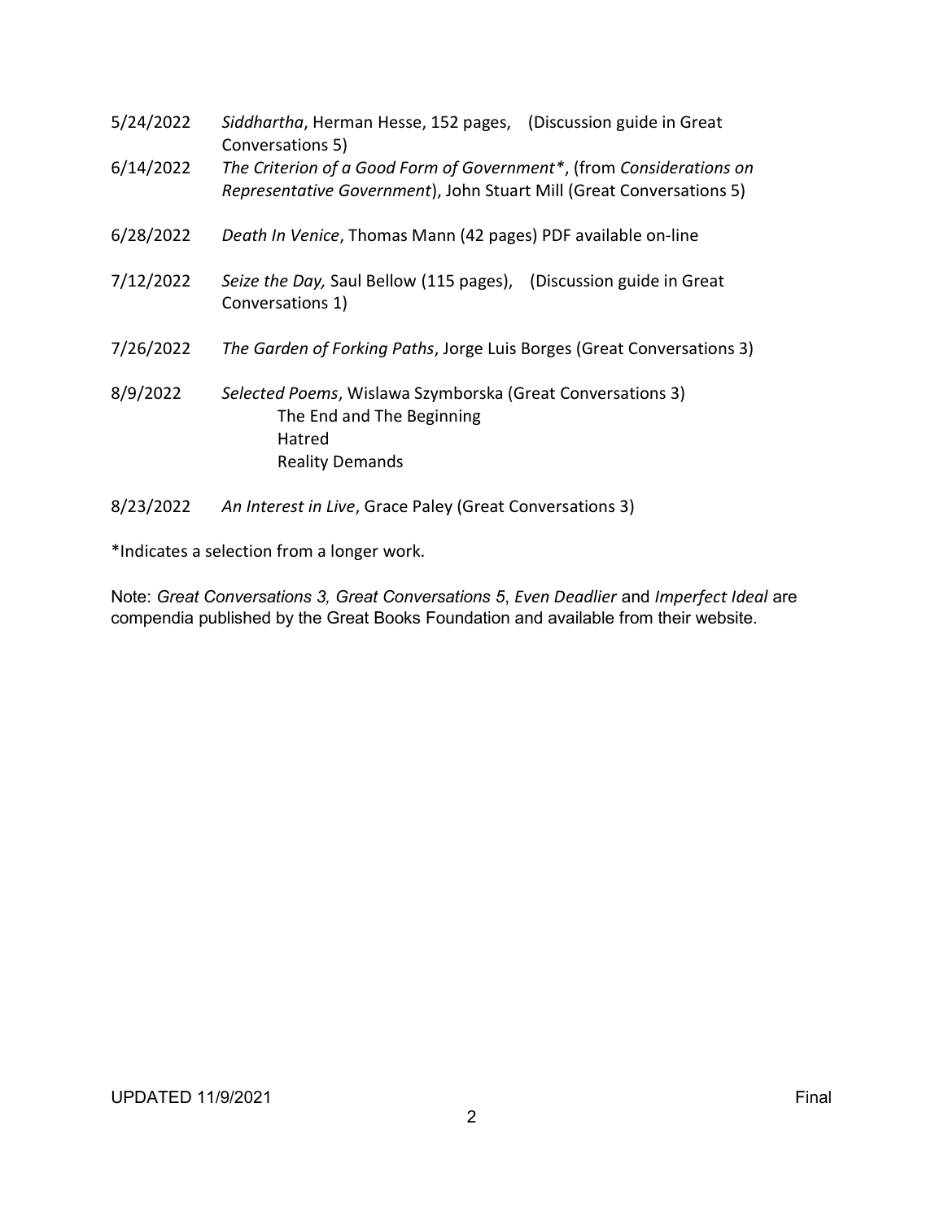| | |
|---|---|
| 5/24/2022 | *Siddhartha*, Herman Hesse, 152 pages, (Discussion guide in Great Conversations 5) |
| 6/14/2022 | *The Criterion of a Good Form of Government**, (from *Considerations on Representative Government*), John Stuart Mill (Great Conversations 5) |
| 6/28/2022 | *Death In Venice*, Thomas Mann (42 pages) PDF available on-line |
| 7/12/2022 | *Seize the Day,* Saul Bellow (115 pages), (Discussion guide in Great Conversations 1) |
| 7/26/2022 | *The Garden of Forking Paths*, Jorge Luis Borges (Great Conversations 3) |
| 8/9/2022 | *Selected Poems*, Wislawa Szymborska (Great Conversations 3)<br>The End and The Beginning<br>Hatred<br>Reality Demands |
| 8/23/2022 | *An Interest in Live*, Grace Paley (Great Conversations 3) |

*Indicates a selection from a longer work.

Note: *Great Conversations 3, Great Conversations 5*, *Even Deadlier* and *Imperfect Ideal* are compendia published by the Great Books Foundation and available from their website.

UPDATED 11/9/2021 Final